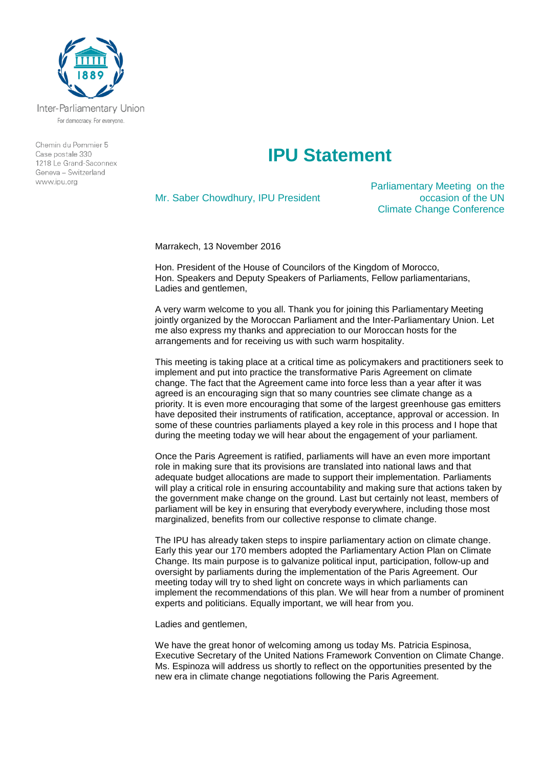Inter-Parliamentary Union

For democracy. For everyone.

Chemin du Pommier 5
Case postale 330
1218 Le Grand-Saconnex
Geneva – Switzerland
www.ipu.org

# IPU Statement

Mr. Saber Chowdhury, IPU President

Parliamentary Meeting on the occasion of the UN Climate Change Conference

Marrakech, 13 November 2016

Hon. President of the House of Councilors of the Kingdom of Morocco,
Hon. Speakers and Deputy Speakers of Parliaments, Fellow parliamentarians,
Ladies and gentlemen,

A very warm welcome to you all. Thank you for joining this Parliamentary Meeting jointly organized by the Moroccan Parliament and the Inter-Parliamentary Union. Let me also express my thanks and appreciation to our Moroccan hosts for the arrangements and for receiving us with such warm hospitality.

This meeting is taking place at a critical time as policymakers and practitioners seek to implement and put into practice the transformative Paris Agreement on climate change. The fact that the Agreement came into force less than a year after it was agreed is an encouraging sign that so many countries see climate change as a priority. It is even more encouraging that some of the largest greenhouse gas emitters have deposited their instruments of ratification, acceptance, approval or accession. In some of these countries parliaments played a key role in this process and I hope that during the meeting today we will hear about the engagement of your parliament.

Once the Paris Agreement is ratified, parliaments will have an even more important role in making sure that its provisions are translated into national laws and that adequate budget allocations are made to support their implementation. Parliaments will play a critical role in ensuring accountability and making sure that actions taken by the government make change on the ground. Last but certainly not least, members of parliament will be key in ensuring that everybody everywhere, including those most marginalized, benefits from our collective response to climate change.

The IPU has already taken steps to inspire parliamentary action on climate change. Early this year our 170 members adopted the Parliamentary Action Plan on Climate Change. Its main purpose is to galvanize political input, participation, follow-up and oversight by parliaments during the implementation of the Paris Agreement. Our meeting today will try to shed light on concrete ways in which parliaments can implement the recommendations of this plan. We will hear from a number of prominent experts and politicians. Equally important, we will hear from you.

Ladies and gentlemen,

We have the great honor of welcoming among us today Ms. Patricia Espinosa, Executive Secretary of the United Nations Framework Convention on Climate Change. Ms. Espinoza will address us shortly to reflect on the opportunities presented by the new era in climate change negotiations following the Paris Agreement.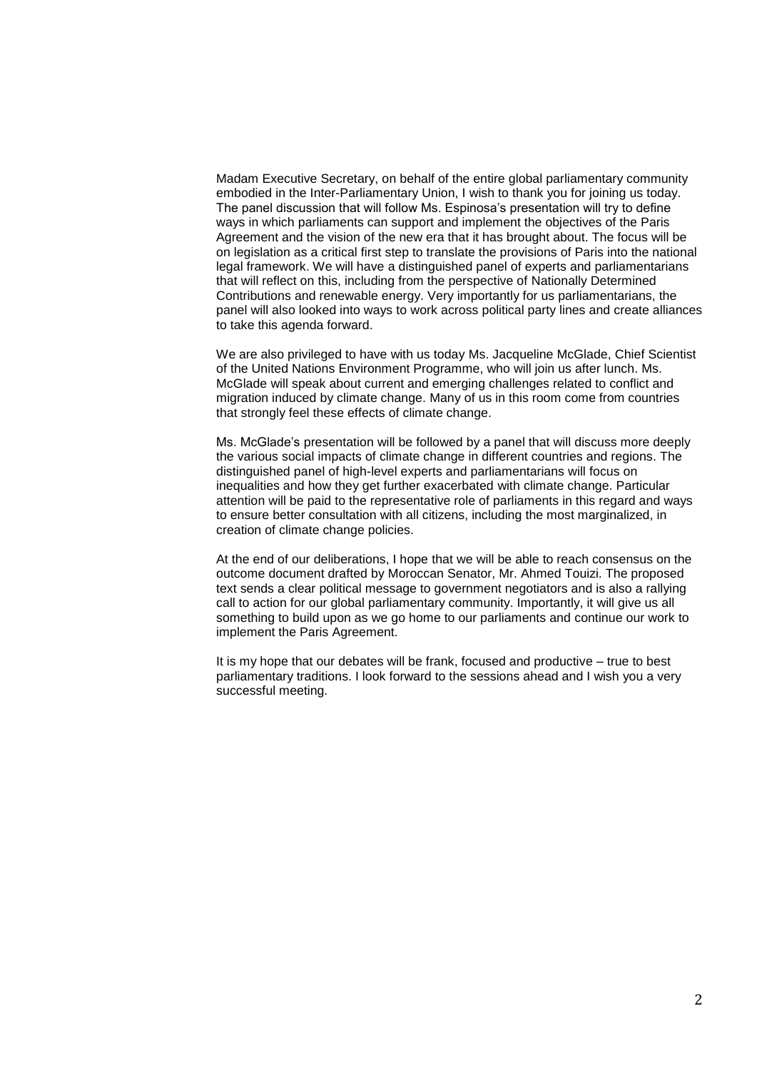Madam Executive Secretary, on behalf of the entire global parliamentary community embodied in the Inter-Parliamentary Union, I wish to thank you for joining us today. The panel discussion that will follow Ms. Espinosa's presentation will try to define ways in which parliaments can support and implement the objectives of the Paris Agreement and the vision of the new era that it has brought about. The focus will be on legislation as a critical first step to translate the provisions of Paris into the national legal framework. We will have a distinguished panel of experts and parliamentarians that will reflect on this, including from the perspective of Nationally Determined Contributions and renewable energy. Very importantly for us parliamentarians, the panel will also looked into ways to work across political party lines and create alliances to take this agenda forward.

We are also privileged to have with us today Ms. Jacqueline McGlade, Chief Scientist of the United Nations Environment Programme, who will join us after lunch. Ms. McGlade will speak about current and emerging challenges related to conflict and migration induced by climate change. Many of us in this room come from countries that strongly feel these effects of climate change.

Ms. McGlade's presentation will be followed by a panel that will discuss more deeply the various social impacts of climate change in different countries and regions. The distinguished panel of high-level experts and parliamentarians will focus on inequalities and how they get further exacerbated with climate change. Particular attention will be paid to the representative role of parliaments in this regard and ways to ensure better consultation with all citizens, including the most marginalized, in creation of climate change policies.

At the end of our deliberations, I hope that we will be able to reach consensus on the outcome document drafted by Moroccan Senator, Mr. Ahmed Touizi. The proposed text sends a clear political message to government negotiators and is also a rallying call to action for our global parliamentary community. Importantly, it will give us all something to build upon as we go home to our parliaments and continue our work to implement the Paris Agreement.

It is my hope that our debates will be frank, focused and productive – true to best parliamentary traditions. I look forward to the sessions ahead and I wish you a very successful meeting.